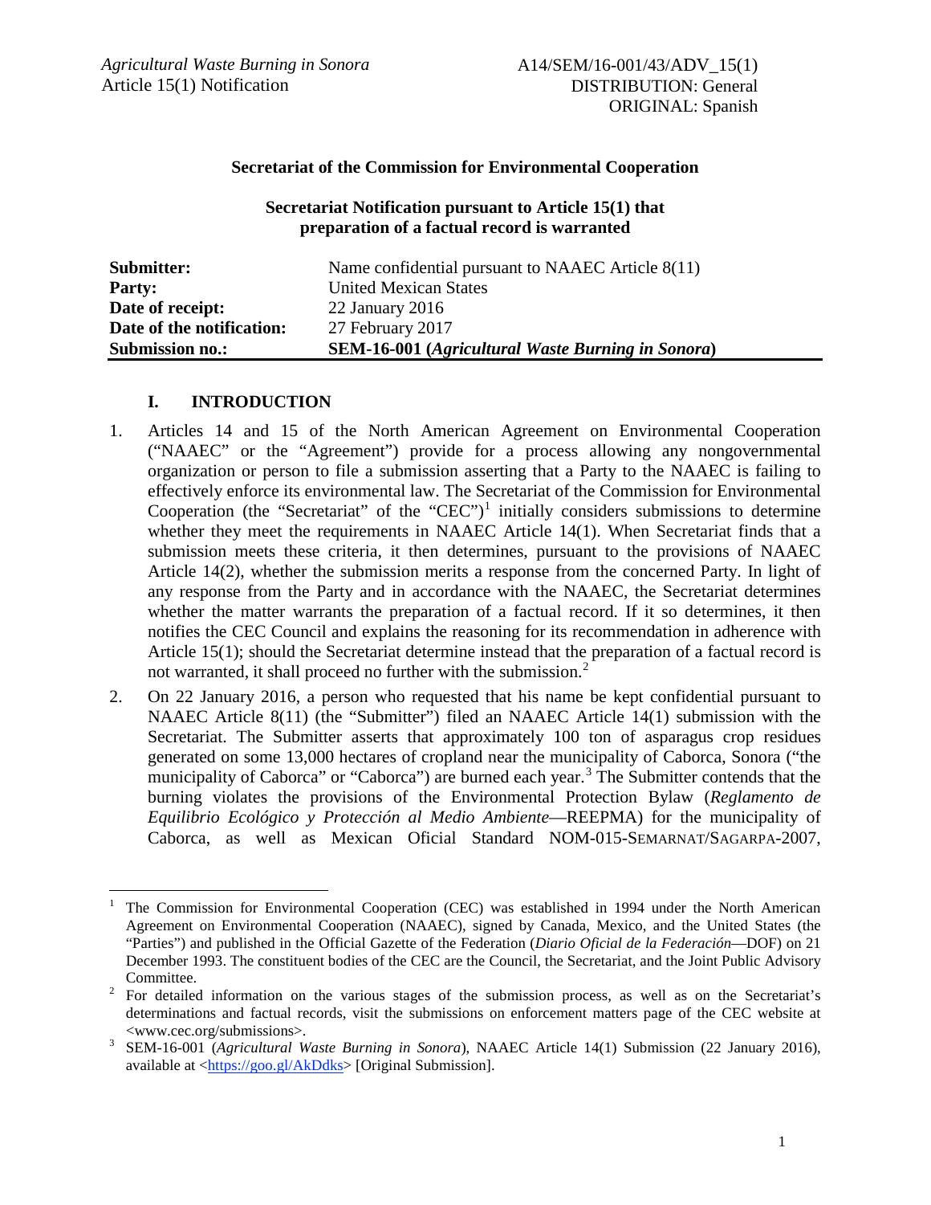*Agricultural Waste Burning in Sonora*
Article 15(1) Notification

A14/SEM/16-001/43/ADV_15(1)
DISTRIBUTION: General
ORIGINAL: Spanish

**Secretariat of the Commission for Environmental Cooperation**

**Secretariat Notification pursuant to Article 15(1) that preparation of a factual record is warranted**

| | |
|---|---|
| **Submitter:** | Name confidential pursuant to NAAEC Article 8(11) |
| **Party:** | United Mexican States |
| **Date of receipt:** | 22 January 2016 |
| **Date of the notification:** | 27 February 2017 |
| **Submission no.:** | **SEM-16-001 (*Agricultural Waste Burning in Sonora*)** |

## I. INTRODUCTION

1. Articles 14 and 15 of the North American Agreement on Environmental Cooperation ("NAAEC" or the "Agreement") provide for a process allowing any nongovernmental organization or person to file a submission asserting that a Party to the NAAEC is failing to effectively enforce its environmental law. The Secretariat of the Commission for Environmental Cooperation (the "Secretariat" of the "CEC")[1] initially considers submissions to determine whether they meet the requirements in NAAEC Article 14(1). When Secretariat finds that a submission meets these criteria, it then determines, pursuant to the provisions of NAAEC Article 14(2), whether the submission merits a response from the concerned Party. In light of any response from the Party and in accordance with the NAAEC, the Secretariat determines whether the matter warrants the preparation of a factual record. If it so determines, it then notifies the CEC Council and explains the reasoning for its recommendation in adherence with Article 15(1); should the Secretariat determine instead that the preparation of a factual record is not warranted, it shall proceed no further with the submission.[2]

2. On 22 January 2016, a person who requested that his name be kept confidential pursuant to NAAEC Article 8(11) (the "Submitter") filed an NAAEC Article 14(1) submission with the Secretariat. The Submitter asserts that approximately 100 ton of asparagus crop residues generated on some 13,000 hectares of cropland near the municipality of Caborca, Sonora ("the municipality of Caborca" or "Caborca") are burned each year.[3] The Submitter contends that the burning violates the provisions of the Environmental Protection Bylaw (*Reglamento de Equilibrio Ecológico y Protección al Medio Ambiente*—REEPMA) for the municipality of Caborca, as well as Mexican Oficial Standard NOM-015-SEMARNAT/SAGARPA-2007,

---

[1] The Commission for Environmental Cooperation (CEC) was established in 1994 under the North American Agreement on Environmental Cooperation (NAAEC), signed by Canada, Mexico, and the United States (the "Parties") and published in the Official Gazette of the Federation (*Diario Oficial de la Federación*—DOF) on 21 December 1993. The constituent bodies of the CEC are the Council, the Secretariat, and the Joint Public Advisory Committee.

[2] For detailed information on the various stages of the submission process, as well as on the Secretariat's determinations and factual records, visit the submissions on enforcement matters page of the CEC website at <www.cec.org/submissions>.

[3] SEM-16-001 (*Agricultural Waste Burning in Sonora*), NAAEC Article 14(1) Submission (22 January 2016), available at <https://goo.gl/AkDdks> [Original Submission].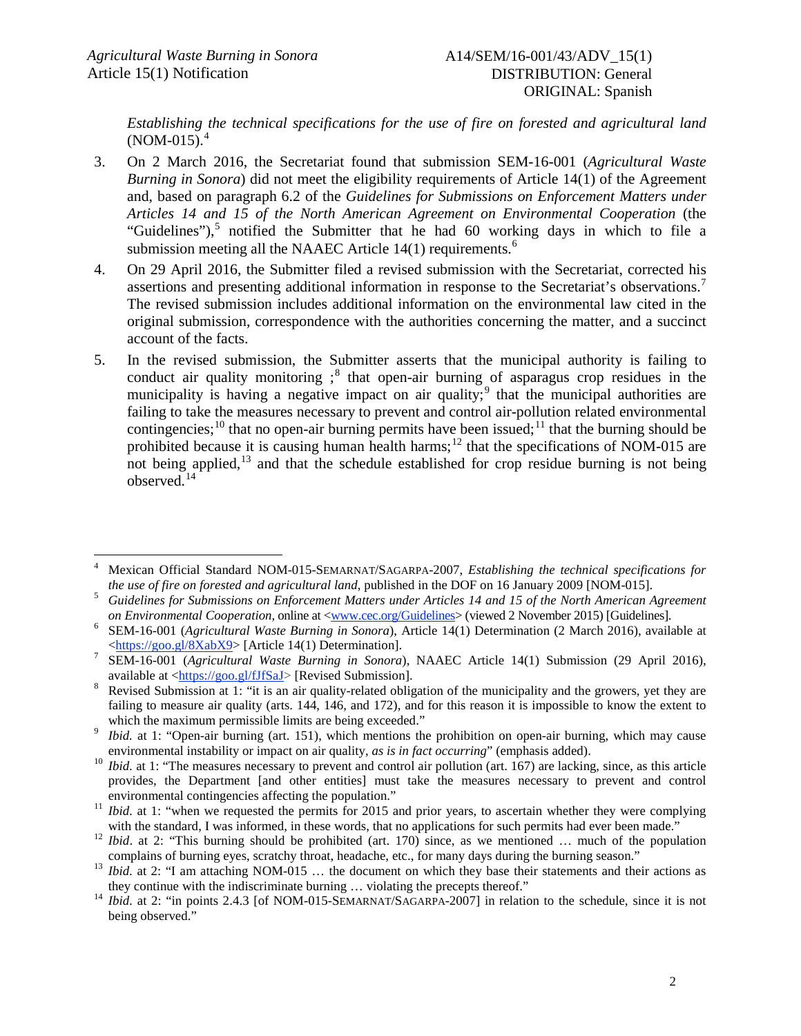*Establishing the technical specifications for the use of fire on forested and agricultural land* (NOM-015).[4]

3. On 2 March 2016, the Secretariat found that submission SEM-16-001 (*Agricultural Waste Burning in Sonora*) did not meet the eligibility requirements of Article 14(1) of the Agreement and, based on paragraph 6.2 of the *Guidelines for Submissions on Enforcement Matters under Articles 14 and 15 of the North American Agreement on Environmental Cooperation* (the "Guidelines"),[5] notified the Submitter that he had 60 working days in which to file a submission meeting all the NAAEC Article 14(1) requirements.[6]

4. On 29 April 2016, the Submitter filed a revised submission with the Secretariat, corrected his assertions and presenting additional information in response to the Secretariat's observations.[7] The revised submission includes additional information on the environmental law cited in the original submission, correspondence with the authorities concerning the matter, and a succinct account of the facts.

5. In the revised submission, the Submitter asserts that the municipal authority is failing to conduct air quality monitoring ;[8] that open-air burning of asparagus crop residues in the municipality is having a negative impact on air quality;[9] that the municipal authorities are failing to take the measures necessary to prevent and control air-pollution related environmental contingencies;[10] that no open-air burning permits have been issued;[11] that the burning should be prohibited because it is causing human health harms;[12] that the specifications of NOM-015 are not being applied,[13] and that the schedule established for crop residue burning is not being observed.[14]

---

[4] Mexican Official Standard NOM-015-SEMARNAT/SAGARPA-2007, *Establishing the technical specifications for the use of fire on forested and agricultural land*, published in the DOF on 16 January 2009 [NOM-015].

[5] *Guidelines for Submissions on Enforcement Matters under Articles 14 and 15 of the North American Agreement on Environmental Cooperation*, online at <www.cec.org/Guidelines> (viewed 2 November 2015) [Guidelines].

[6] SEM-16-001 (*Agricultural Waste Burning in Sonora*), Article 14(1) Determination (2 March 2016), available at <https://goo.gl/8XabX9> [Article 14(1) Determination].

[7] SEM-16-001 (*Agricultural Waste Burning in Sonora*), NAAEC Article 14(1) Submission (29 April 2016), available at <https://goo.gl/fJfSaJ> [Revised Submission].

[8] Revised Submission at 1: "it is an air quality-related obligation of the municipality and the growers, yet they are failing to measure air quality (arts. 144, 146, and 172), and for this reason it is impossible to know the extent to which the maximum permissible limits are being exceeded."

[9] *Ibid.* at 1: "Open-air burning (art. 151), which mentions the prohibition on open-air burning, which may cause environmental instability or impact on air quality, *as is in fact occurring*" (emphasis added).

[10] *Ibid.* at 1: "The measures necessary to prevent and control air pollution (art. 167) are lacking, since, as this article provides, the Department [and other entities] must take the measures necessary to prevent and control environmental contingencies affecting the population."

[11] *Ibid.* at 1: "when we requested the permits for 2015 and prior years, to ascertain whether they were complying with the standard, I was informed, in these words, that no applications for such permits had ever been made."

[12] *Ibid*. at 2: "This burning should be prohibited (art. 170) since, as we mentioned … much of the population complains of burning eyes, scratchy throat, headache, etc., for many days during the burning season."

[13] *Ibid.* at 2: "I am attaching NOM-015 … the document on which they base their statements and their actions as they continue with the indiscriminate burning … violating the precepts thereof."

[14] *Ibid.* at 2: "in points 2.4.3 [of NOM-015-SEMARNAT/SAGARPA-2007] in relation to the schedule, since it is not being observed."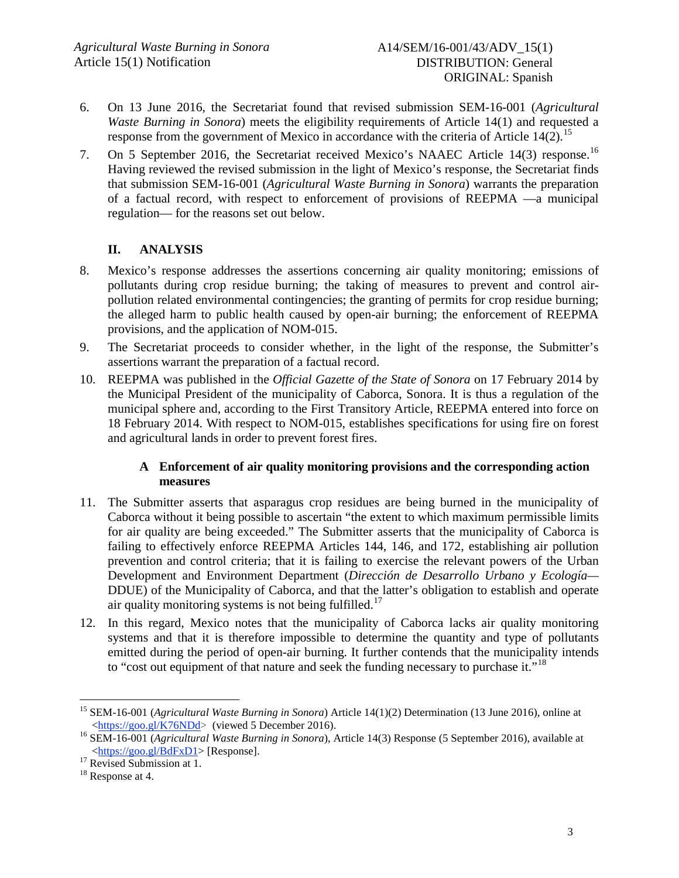6. On 13 June 2016, the Secretariat found that revised submission SEM-16-001 (*Agricultural Waste Burning in Sonora*) meets the eligibility requirements of Article 14(1) and requested a response from the government of Mexico in accordance with the criteria of Article 14(2).[15]

7. On 5 September 2016, the Secretariat received Mexico's NAAEC Article 14(3) response.[16] Having reviewed the revised submission in the light of Mexico's response, the Secretariat finds that submission SEM-16-001 (*Agricultural Waste Burning in Sonora*) warrants the preparation of a factual record, with respect to enforcement of provisions of REEPMA —a municipal regulation— for the reasons set out below.

## II. ANALYSIS

8. Mexico's response addresses the assertions concerning air quality monitoring; emissions of pollutants during crop residue burning; the taking of measures to prevent and control air-pollution related environmental contingencies; the granting of permits for crop residue burning; the alleged harm to public health caused by open-air burning; the enforcement of REEPMA provisions, and the application of NOM-015.

9. The Secretariat proceeds to consider whether, in the light of the response, the Submitter's assertions warrant the preparation of a factual record.

10. REEPMA was published in the *Official Gazette of the State of Sonora* on 17 February 2014 by the Municipal President of the municipality of Caborca, Sonora. It is thus a regulation of the municipal sphere and, according to the First Transitory Article, REEPMA entered into force on 18 February 2014. With respect to NOM-015, establishes specifications for using fire on forest and agricultural lands in order to prevent forest fires.

### A Enforcement of air quality monitoring provisions and the corresponding action measures

11. The Submitter asserts that asparagus crop residues are being burned in the municipality of Caborca without it being possible to ascertain "the extent to which maximum permissible limits for air quality are being exceeded." The Submitter asserts that the municipality of Caborca is failing to effectively enforce REEPMA Articles 144, 146, and 172, establishing air pollution prevention and control criteria; that it is failing to exercise the relevant powers of the Urban Development and Environment Department (*Dirección de Desarrollo Urbano y Ecología*—DDUE) of the Municipality of Caborca, and that the latter's obligation to establish and operate air quality monitoring systems is not being fulfilled.[17]

12. In this regard, Mexico notes that the municipality of Caborca lacks air quality monitoring systems and that it is therefore impossible to determine the quantity and type of pollutants emitted during the period of open-air burning. It further contends that the municipality intends to "cost out equipment of that nature and seek the funding necessary to purchase it."[18]

---

[15] SEM-16-001 (*Agricultural Waste Burning in Sonora*) Article 14(1)(2) Determination (13 June 2016), online at <https://goo.gl/K76NDd> (viewed 5 December 2016).

[16] SEM-16-001 (*Agricultural Waste Burning in Sonora*), Article 14(3) Response (5 September 2016), available at <https://goo.gl/BdFxD1> [Response].

[17] Revised Submission at 1.

[18] Response at 4.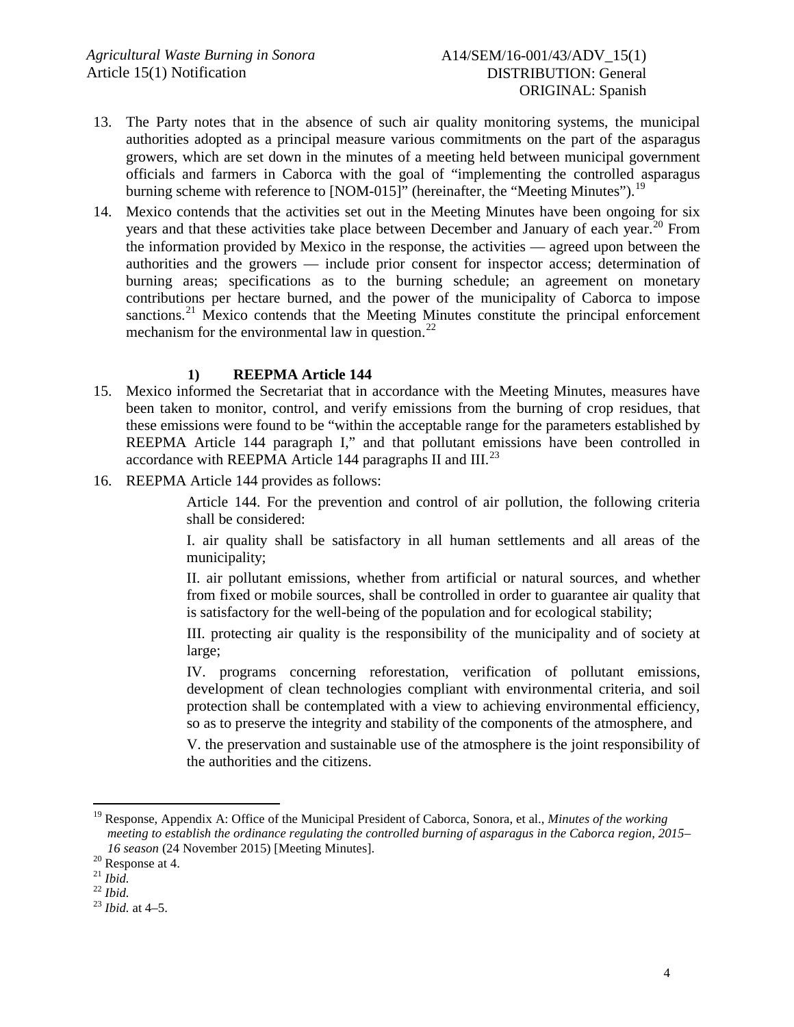13. The Party notes that in the absence of such air quality monitoring systems, the municipal authorities adopted as a principal measure various commitments on the part of the asparagus growers, which are set down in the minutes of a meeting held between municipal government officials and farmers in Caborca with the goal of "implementing the controlled asparagus burning scheme with reference to [NOM-015]" (hereinafter, the "Meeting Minutes").[19]

14. Mexico contends that the activities set out in the Meeting Minutes have been ongoing for six years and that these activities take place between December and January of each year.[20] From the information provided by Mexico in the response, the activities — agreed upon between the authorities and the growers — include prior consent for inspector access; determination of burning areas; specifications as to the burning schedule; an agreement on monetary contributions per hectare burned, and the power of the municipality of Caborca to impose sanctions.[21] Mexico contends that the Meeting Minutes constitute the principal enforcement mechanism for the environmental law in question.[22]

### 1) REEPMA Article 144

15. Mexico informed the Secretariat that in accordance with the Meeting Minutes, measures have been taken to monitor, control, and verify emissions from the burning of crop residues, that these emissions were found to be "within the acceptable range for the parameters established by REEPMA Article 144 paragraph I," and that pollutant emissions have been controlled in accordance with REEPMA Article 144 paragraphs II and III.[23]

16. REEPMA Article 144 provides as follows:

> Article 144. For the prevention and control of air pollution, the following criteria shall be considered:
>
> I. air quality shall be satisfactory in all human settlements and all areas of the municipality;
>
> II. air pollutant emissions, whether from artificial or natural sources, and whether from fixed or mobile sources, shall be controlled in order to guarantee air quality that is satisfactory for the well-being of the population and for ecological stability;
>
> III. protecting air quality is the responsibility of the municipality and of society at large;
>
> IV. programs concerning reforestation, verification of pollutant emissions, development of clean technologies compliant with environmental criteria, and soil protection shall be contemplated with a view to achieving environmental efficiency, so as to preserve the integrity and stability of the components of the atmosphere, and
>
> V. the preservation and sustainable use of the atmosphere is the joint responsibility of the authorities and the citizens.

---

[19] Response, Appendix A: Office of the Municipal President of Caborca, Sonora, et al., *Minutes of the working meeting to establish the ordinance regulating the controlled burning of asparagus in the Caborca region, 2015–16 season* (24 November 2015) [Meeting Minutes].

[20] Response at 4.

[21] *Ibid.*

[22] *Ibid.*

[23] *Ibid.* at 4–5.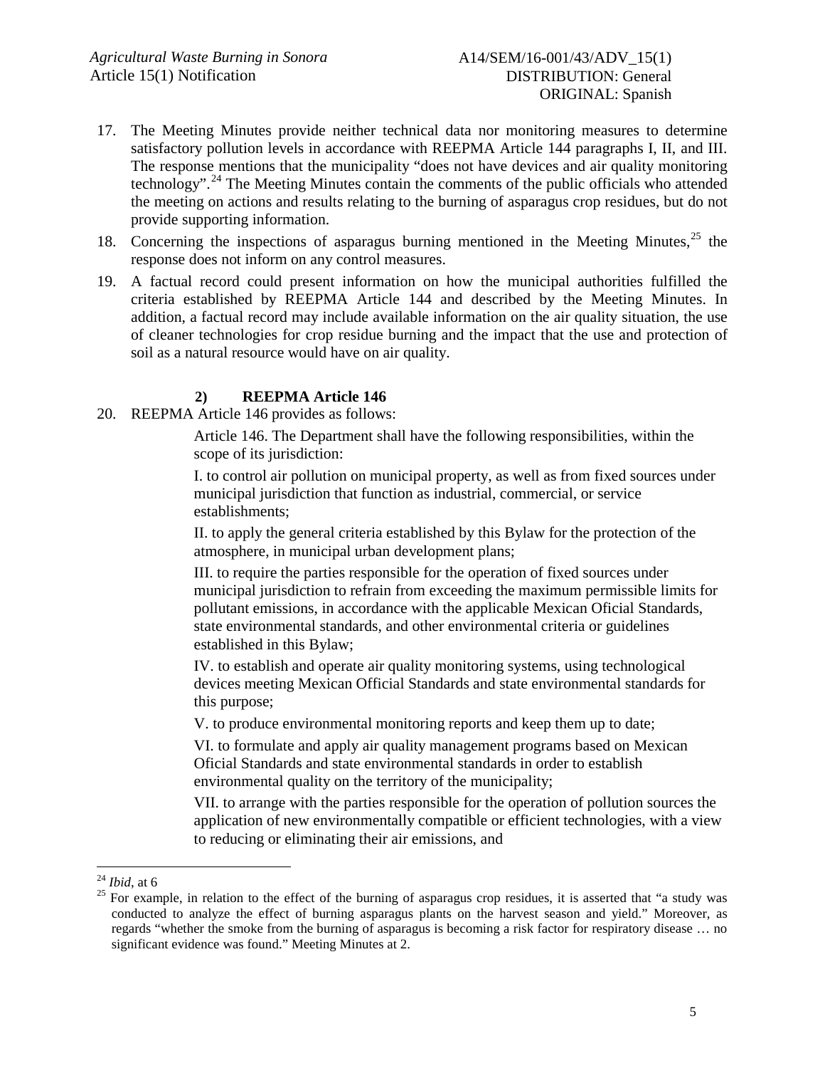17. The Meeting Minutes provide neither technical data nor monitoring measures to determine satisfactory pollution levels in accordance with REEPMA Article 144 paragraphs I, II, and III. The response mentions that the municipality "does not have devices and air quality monitoring technology".[24] The Meeting Minutes contain the comments of the public officials who attended the meeting on actions and results relating to the burning of asparagus crop residues, but do not provide supporting information.

18. Concerning the inspections of asparagus burning mentioned in the Meeting Minutes,[25] the response does not inform on any control measures.

19. A factual record could present information on how the municipal authorities fulfilled the criteria established by REEPMA Article 144 and described by the Meeting Minutes. In addition, a factual record may include available information on the air quality situation, the use of cleaner technologies for crop residue burning and the impact that the use and protection of soil as a natural resource would have on air quality.

### 2) REEPMA Article 146

20. REEPMA Article 146 provides as follows:

> Article 146. The Department shall have the following responsibilities, within the scope of its jurisdiction:
>
> I. to control air pollution on municipal property, as well as from fixed sources under municipal jurisdiction that function as industrial, commercial, or service establishments;
>
> II. to apply the general criteria established by this Bylaw for the protection of the atmosphere, in municipal urban development plans;
>
> III. to require the parties responsible for the operation of fixed sources under municipal jurisdiction to refrain from exceeding the maximum permissible limits for pollutant emissions, in accordance with the applicable Mexican Oficial Standards, state environmental standards, and other environmental criteria or guidelines established in this Bylaw;
>
> IV. to establish and operate air quality monitoring systems, using technological devices meeting Mexican Official Standards and state environmental standards for this purpose;
>
> V. to produce environmental monitoring reports and keep them up to date;
>
> VI. to formulate and apply air quality management programs based on Mexican Oficial Standards and state environmental standards in order to establish environmental quality on the territory of the municipality;
>
> VII. to arrange with the parties responsible for the operation of pollution sources the application of new environmentally compatible or efficient technologies, with a view to reducing or eliminating their air emissions, and

---

[24] *Ibid*, at 6

[25] For example, in relation to the effect of the burning of asparagus crop residues, it is asserted that "a study was conducted to analyze the effect of burning asparagus plants on the harvest season and yield." Moreover, as regards "whether the smoke from the burning of asparagus is becoming a risk factor for respiratory disease … no significant evidence was found." Meeting Minutes at 2.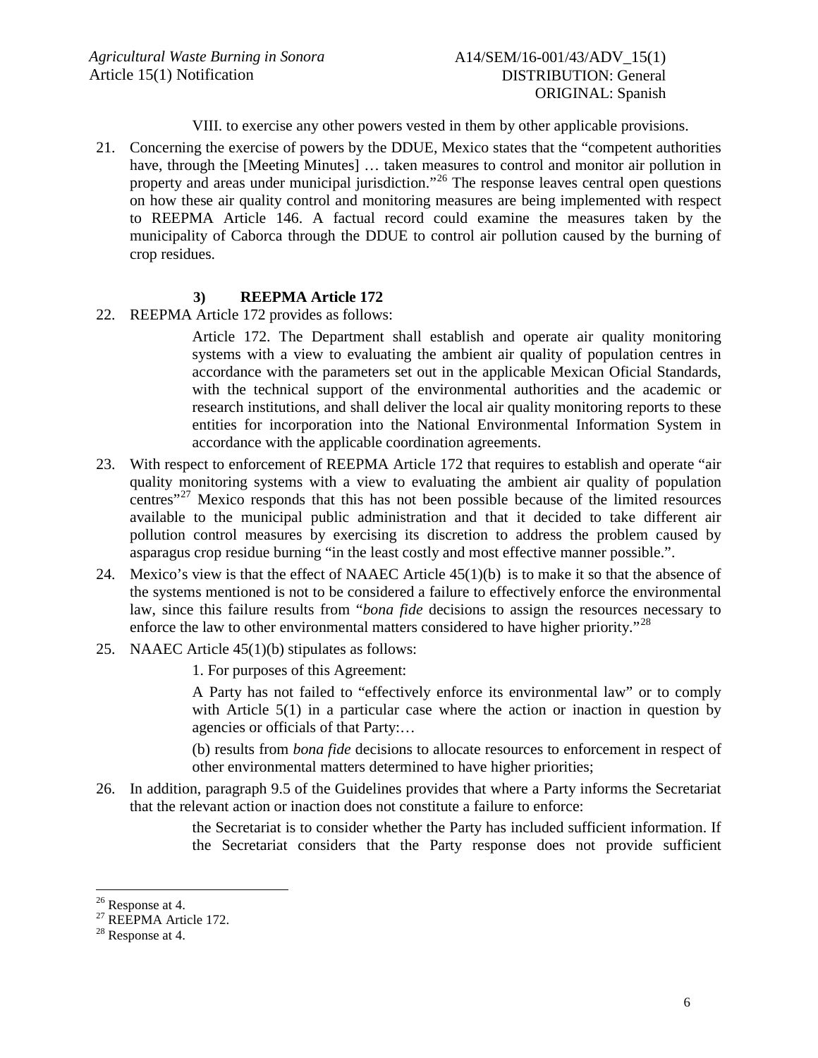VIII. to exercise any other powers vested in them by other applicable provisions.

21. Concerning the exercise of powers by the DDUE, Mexico states that the "competent authorities have, through the [Meeting Minutes] … taken measures to control and monitor air pollution in property and areas under municipal jurisdiction."[26] The response leaves central open questions on how these air quality control and monitoring measures are being implemented with respect to REEPMA Article 146. A factual record could examine the measures taken by the municipality of Caborca through the DDUE to control air pollution caused by the burning of crop residues.

### 3) REEPMA Article 172

22. REEPMA Article 172 provides as follows:

> Article 172. The Department shall establish and operate air quality monitoring systems with a view to evaluating the ambient air quality of population centres in accordance with the parameters set out in the applicable Mexican Oficial Standards, with the technical support of the environmental authorities and the academic or research institutions, and shall deliver the local air quality monitoring reports to these entities for incorporation into the National Environmental Information System in accordance with the applicable coordination agreements.

23. With respect to enforcement of REEPMA Article 172 that requires to establish and operate "air quality monitoring systems with a view to evaluating the ambient air quality of population centres"[27] Mexico responds that this has not been possible because of the limited resources available to the municipal public administration and that it decided to take different air pollution control measures by exercising its discretion to address the problem caused by asparagus crop residue burning "in the least costly and most effective manner possible.".

24. Mexico's view is that the effect of NAAEC Article 45(1)(b) is to make it so that the absence of the systems mentioned is not to be considered a failure to effectively enforce the environmental law, since this failure results from "*bona fide* decisions to assign the resources necessary to enforce the law to other environmental matters considered to have higher priority."[28]

25. NAAEC Article 45(1)(b) stipulates as follows:

> 1. For purposes of this Agreement:
>
> A Party has not failed to "effectively enforce its environmental law" or to comply with Article 5(1) in a particular case where the action or inaction in question by agencies or officials of that Party:…
>
> (b) results from *bona fide* decisions to allocate resources to enforcement in respect of other environmental matters determined to have higher priorities;

26. In addition, paragraph 9.5 of the Guidelines provides that where a Party informs the Secretariat that the relevant action or inaction does not constitute a failure to enforce:

> the Secretariat is to consider whether the Party has included sufficient information. If the Secretariat considers that the Party response does not provide sufficient

---

[26] Response at 4.

[27] REEPMA Article 172.

[28] Response at 4.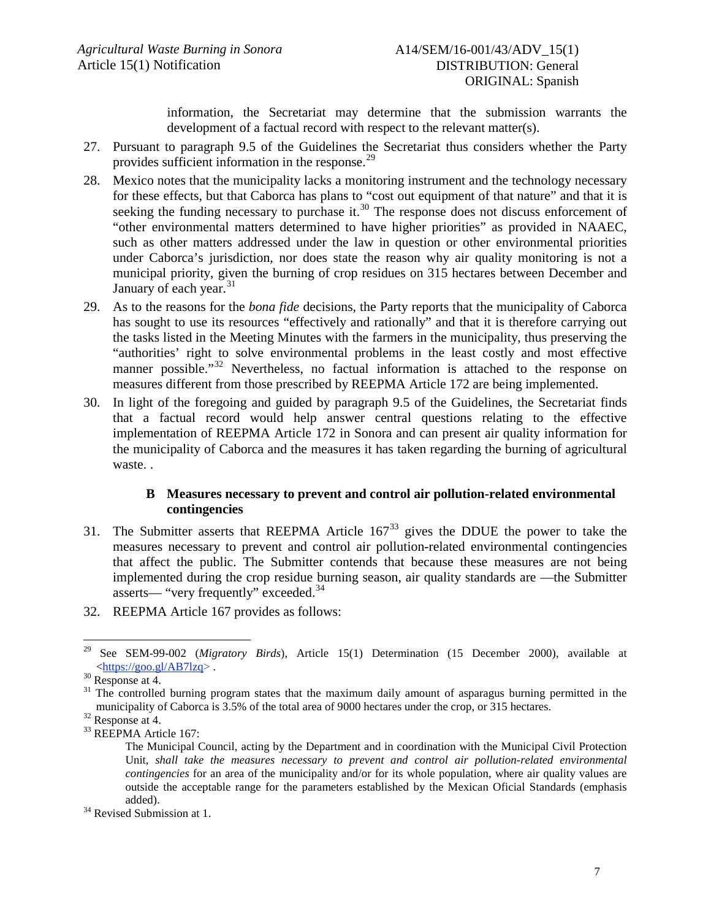information, the Secretariat may determine that the submission warrants the development of a factual record with respect to the relevant matter(s).

27. Pursuant to paragraph 9.5 of the Guidelines the Secretariat thus considers whether the Party provides sufficient information in the response.[29]

28. Mexico notes that the municipality lacks a monitoring instrument and the technology necessary for these effects, but that Caborca has plans to "cost out equipment of that nature" and that it is seeking the funding necessary to purchase it.[30] The response does not discuss enforcement of "other environmental matters determined to have higher priorities" as provided in NAAEC, such as other matters addressed under the law in question or other environmental priorities under Caborca's jurisdiction, nor does state the reason why air quality monitoring is not a municipal priority, given the burning of crop residues on 315 hectares between December and January of each year.[31]

29. As to the reasons for the *bona fide* decisions, the Party reports that the municipality of Caborca has sought to use its resources "effectively and rationally" and that it is therefore carrying out the tasks listed in the Meeting Minutes with the farmers in the municipality, thus preserving the "authorities' right to solve environmental problems in the least costly and most effective manner possible."[32] Nevertheless, no factual information is attached to the response on measures different from those prescribed by REEPMA Article 172 are being implemented.

30. In light of the foregoing and guided by paragraph 9.5 of the Guidelines, the Secretariat finds that a factual record would help answer central questions relating to the effective implementation of REEPMA Article 172 in Sonora and can present air quality information for the municipality of Caborca and the measures it has taken regarding the burning of agricultural waste. .

### B Measures necessary to prevent and control air pollution-related environmental contingencies

31. The Submitter asserts that REEPMA Article 167[33] gives the DDUE the power to take the measures necessary to prevent and control air pollution-related environmental contingencies that affect the public. The Submitter contends that because these measures are not being implemented during the crop residue burning season, air quality standards are —the Submitter asserts— "very frequently" exceeded.[34]

32. REEPMA Article 167 provides as follows:

---

[29] See SEM-99-002 (*Migratory Birds*), Article 15(1) Determination (15 December 2000), available at <https://goo.gl/AB7lzq> .

[30] Response at 4.

[31] The controlled burning program states that the maximum daily amount of asparagus burning permitted in the municipality of Caborca is 3.5% of the total area of 9000 hectares under the crop, or 315 hectares.

[32] Response at 4.

[33] REEPMA Article 167:

> The Municipal Council, acting by the Department and in coordination with the Municipal Civil Protection Unit, *shall take the measures necessary to prevent and control air pollution-related environmental contingencies* for an area of the municipality and/or for its whole population, where air quality values are outside the acceptable range for the parameters established by the Mexican Oficial Standards (emphasis added).

[34] Revised Submission at 1.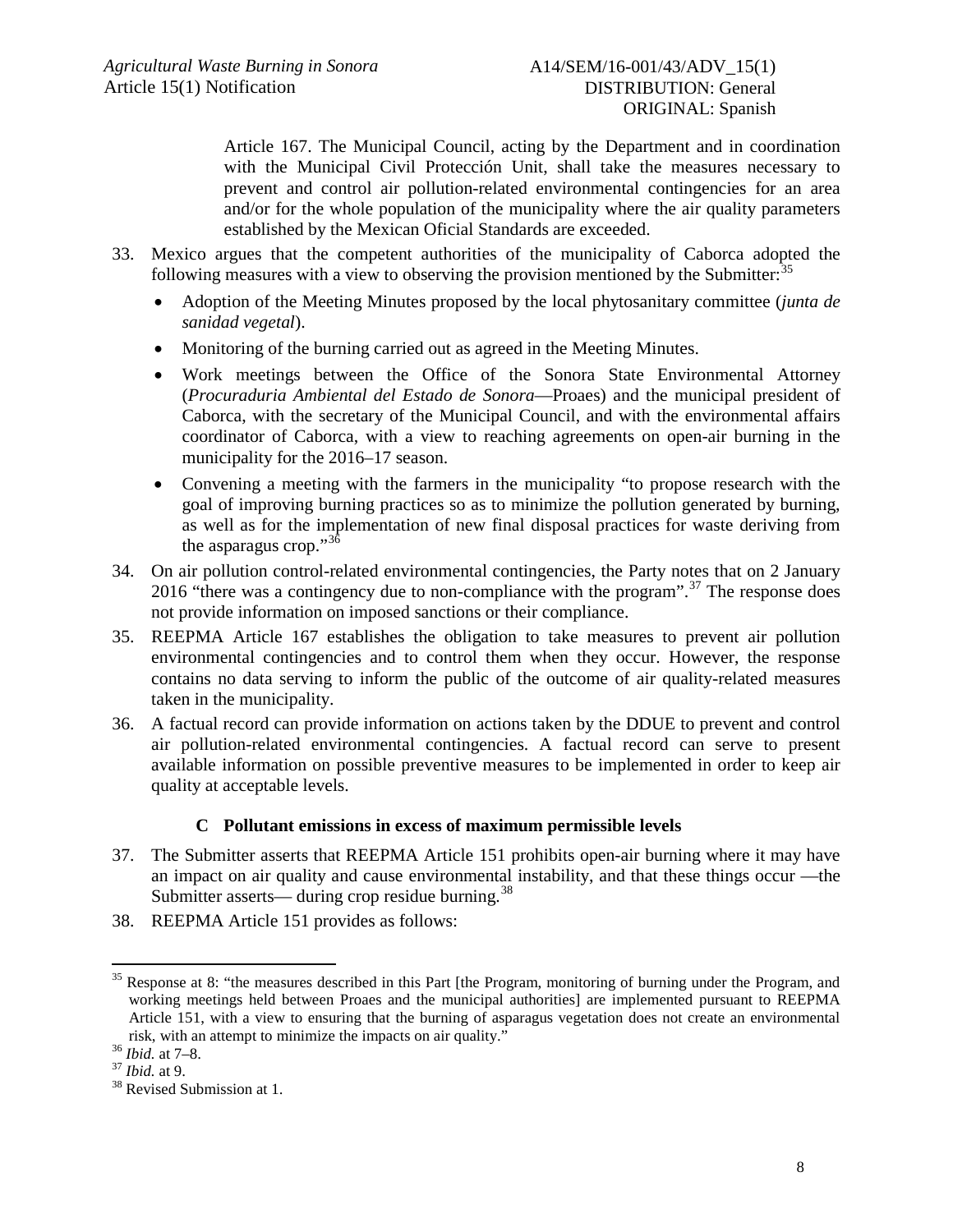> Article 167. The Municipal Council, acting by the Department and in coordination with the Municipal Civil Protección Unit, shall take the measures necessary to prevent and control air pollution-related environmental contingencies for an area and/or for the whole population of the municipality where the air quality parameters established by the Mexican Oficial Standards are exceeded.

33. Mexico argues that the competent authorities of the municipality of Caborca adopted the following measures with a view to observing the provision mentioned by the Submitter:[35]
    - Adoption of the Meeting Minutes proposed by the local phytosanitary committee (*junta de sanidad vegetal*).
    - Monitoring of the burning carried out as agreed in the Meeting Minutes.
    - Work meetings between the Office of the Sonora State Environmental Attorney (*Procuraduria Ambiental del Estado de Sonora*—Proaes) and the municipal president of Caborca, with the secretary of the Municipal Council, and with the environmental affairs coordinator of Caborca, with a view to reaching agreements on open-air burning in the municipality for the 2016–17 season.
    - Convening a meeting with the farmers in the municipality "to propose research with the goal of improving burning practices so as to minimize the pollution generated by burning, as well as for the implementation of new final disposal practices for waste deriving from the asparagus crop."[36]
34. On air pollution control-related environmental contingencies, the Party notes that on 2 January 2016 "there was a contingency due to non-compliance with the program".[37] The response does not provide information on imposed sanctions or their compliance.
35. REEPMA Article 167 establishes the obligation to take measures to prevent air pollution environmental contingencies and to control them when they occur. However, the response contains no data serving to inform the public of the outcome of air quality-related measures taken in the municipality.
36. A factual record can provide information on actions taken by the DDUE to prevent and control air pollution-related environmental contingencies. A factual record can serve to present available information on possible preventive measures to be implemented in order to keep air quality at acceptable levels.

### C Pollutant emissions in excess of maximum permissible levels

37. The Submitter asserts that REEPMA Article 151 prohibits open-air burning where it may have an impact on air quality and cause environmental instability, and that these things occur —the Submitter asserts— during crop residue burning.[38]
38. REEPMA Article 151 provides as follows:

---

[35] Response at 8: "the measures described in this Part [the Program, monitoring of burning under the Program, and working meetings held between Proaes and the municipal authorities] are implemented pursuant to REEPMA Article 151, with a view to ensuring that the burning of asparagus vegetation does not create an environmental risk, with an attempt to minimize the impacts on air quality."

[36] *Ibid.* at 7–8.

[37] *Ibid.* at 9.

[38] Revised Submission at 1.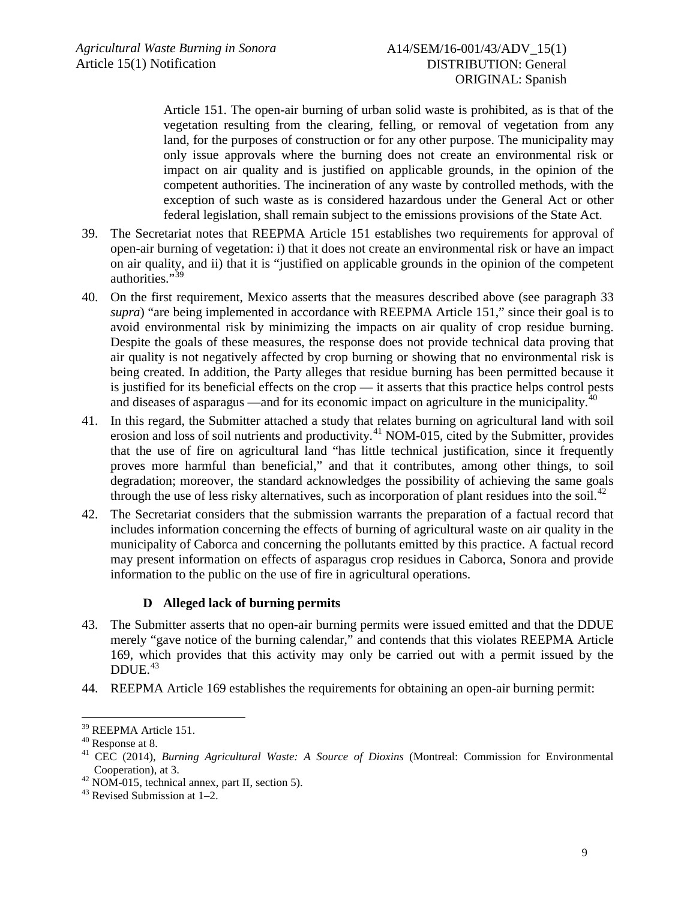> Article 151. The open-air burning of urban solid waste is prohibited, as is that of the vegetation resulting from the clearing, felling, or removal of vegetation from any land, for the purposes of construction or for any other purpose. The municipality may only issue approvals where the burning does not create an environmental risk or impact on air quality and is justified on applicable grounds, in the opinion of the competent authorities. The incineration of any waste by controlled methods, with the exception of such waste as is considered hazardous under the General Act or other federal legislation, shall remain subject to the emissions provisions of the State Act.

39. The Secretariat notes that REEPMA Article 151 establishes two requirements for approval of open-air burning of vegetation: i) that it does not create an environmental risk or have an impact on air quality, and ii) that it is "justified on applicable grounds in the opinion of the competent authorities."[39]

40. On the first requirement, Mexico asserts that the measures described above (see paragraph 33 *supra*) "are being implemented in accordance with REEPMA Article 151," since their goal is to avoid environmental risk by minimizing the impacts on air quality of crop residue burning. Despite the goals of these measures, the response does not provide technical data proving that air quality is not negatively affected by crop burning or showing that no environmental risk is being created. In addition, the Party alleges that residue burning has been permitted because it is justified for its beneficial effects on the crop — it asserts that this practice helps control pests and diseases of asparagus —and for its economic impact on agriculture in the municipality.[40]

41. In this regard, the Submitter attached a study that relates burning on agricultural land with soil erosion and loss of soil nutrients and productivity.[41] NOM-015, cited by the Submitter, provides that the use of fire on agricultural land "has little technical justification, since it frequently proves more harmful than beneficial," and that it contributes, among other things, to soil degradation; moreover, the standard acknowledges the possibility of achieving the same goals through the use of less risky alternatives, such as incorporation of plant residues into the soil.[42]

42. The Secretariat considers that the submission warrants the preparation of a factual record that includes information concerning the effects of burning of agricultural waste on air quality in the municipality of Caborca and concerning the pollutants emitted by this practice. A factual record may present information on effects of asparagus crop residues in Caborca, Sonora and provide information to the public on the use of fire in agricultural operations.

### D Alleged lack of burning permits

43. The Submitter asserts that no open-air burning permits were issued emitted and that the DDUE merely "gave notice of the burning calendar," and contends that this violates REEPMA Article 169, which provides that this activity may only be carried out with a permit issued by the DDUE.[43]

44. REEPMA Article 169 establishes the requirements for obtaining an open-air burning permit:

---

[39] REEPMA Article 151.

[40] Response at 8.

[41] CEC (2014), *Burning Agricultural Waste: A Source of Dioxins* (Montreal: Commission for Environmental Cooperation), at 3.

[42] NOM-015, technical annex, part II, section 5).

[43] Revised Submission at 1–2.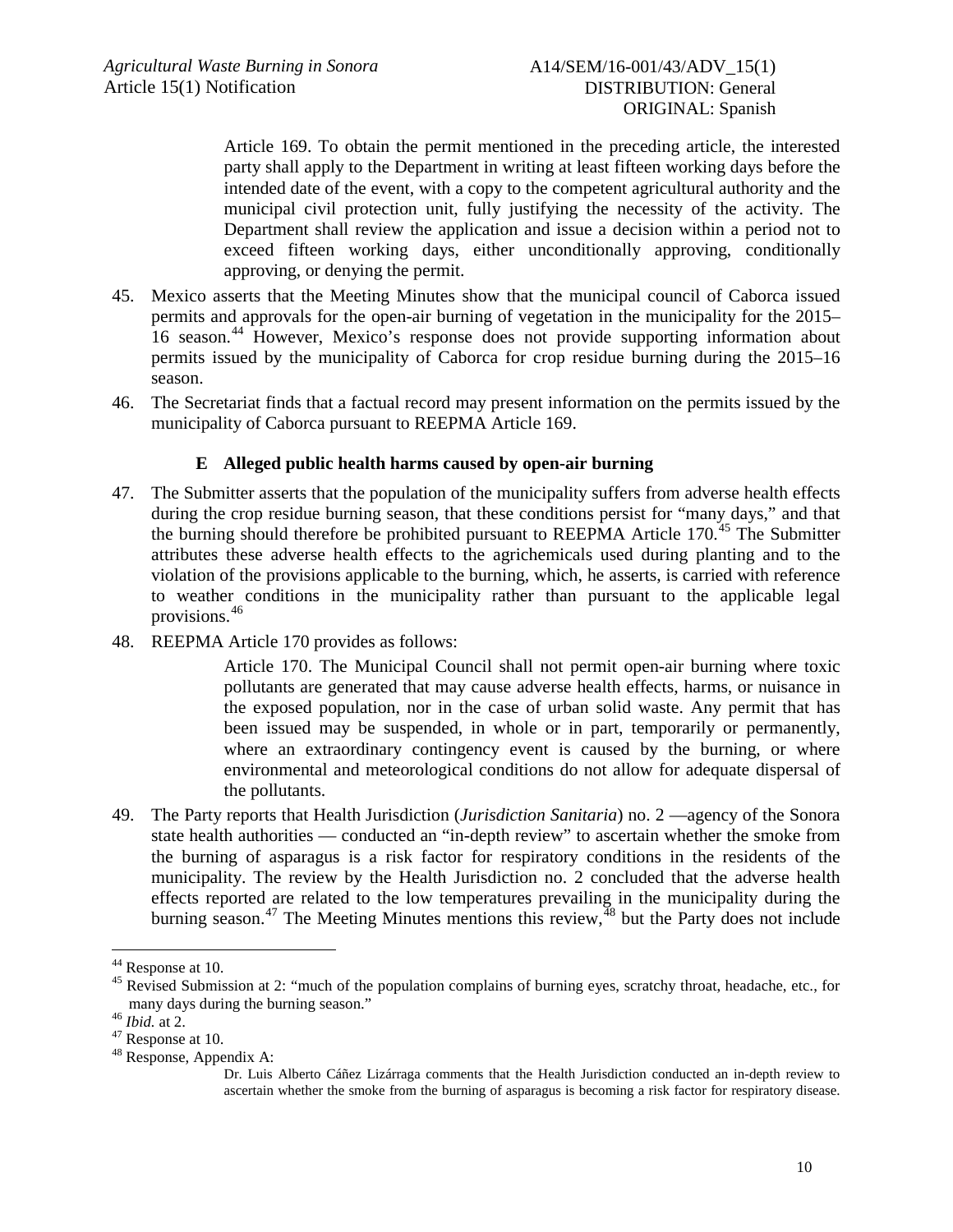> Article 169. To obtain the permit mentioned in the preceding article, the interested party shall apply to the Department in writing at least fifteen working days before the intended date of the event, with a copy to the competent agricultural authority and the municipal civil protection unit, fully justifying the necessity of the activity. The Department shall review the application and issue a decision within a period not to exceed fifteen working days, either unconditionally approving, conditionally approving, or denying the permit.

45. Mexico asserts that the Meeting Minutes show that the municipal council of Caborca issued permits and approvals for the open-air burning of vegetation in the municipality for the 2015–16 season.[44] However, Mexico's response does not provide supporting information about permits issued by the municipality of Caborca for crop residue burning during the 2015–16 season.

46. The Secretariat finds that a factual record may present information on the permits issued by the municipality of Caborca pursuant to REEPMA Article 169.

### E Alleged public health harms caused by open-air burning

47. The Submitter asserts that the population of the municipality suffers from adverse health effects during the crop residue burning season, that these conditions persist for "many days," and that the burning should therefore be prohibited pursuant to REEPMA Article 170.[45] The Submitter attributes these adverse health effects to the agrichemicals used during planting and to the violation of the provisions applicable to the burning, which, he asserts, is carried with reference to weather conditions in the municipality rather than pursuant to the applicable legal provisions.[46]

48. REEPMA Article 170 provides as follows:

> Article 170. The Municipal Council shall not permit open-air burning where toxic pollutants are generated that may cause adverse health effects, harms, or nuisance in the exposed population, nor in the case of urban solid waste. Any permit that has been issued may be suspended, in whole or in part, temporarily or permanently, where an extraordinary contingency event is caused by the burning, or where environmental and meteorological conditions do not allow for adequate dispersal of the pollutants.

49. The Party reports that Health Jurisdiction (*Jurisdiction Sanitaria*) no. 2 —agency of the Sonora state health authorities — conducted an "in-depth review" to ascertain whether the smoke from the burning of asparagus is a risk factor for respiratory conditions in the residents of the municipality. The review by the Health Jurisdiction no. 2 concluded that the adverse health effects reported are related to the low temperatures prevailing in the municipality during the burning season.[47] The Meeting Minutes mentions this review,[48] but the Party does not include

---

[44] Response at 10.

[45] Revised Submission at 2: "much of the population complains of burning eyes, scratchy throat, headache, etc., for many days during the burning season."

[46] *Ibid.* at 2.

[47] Response at 10.

[48] Response, Appendix A:

> Dr. Luis Alberto Cáñez Lizárraga comments that the Health Jurisdiction conducted an in-depth review to ascertain whether the smoke from the burning of asparagus is becoming a risk factor for respiratory disease.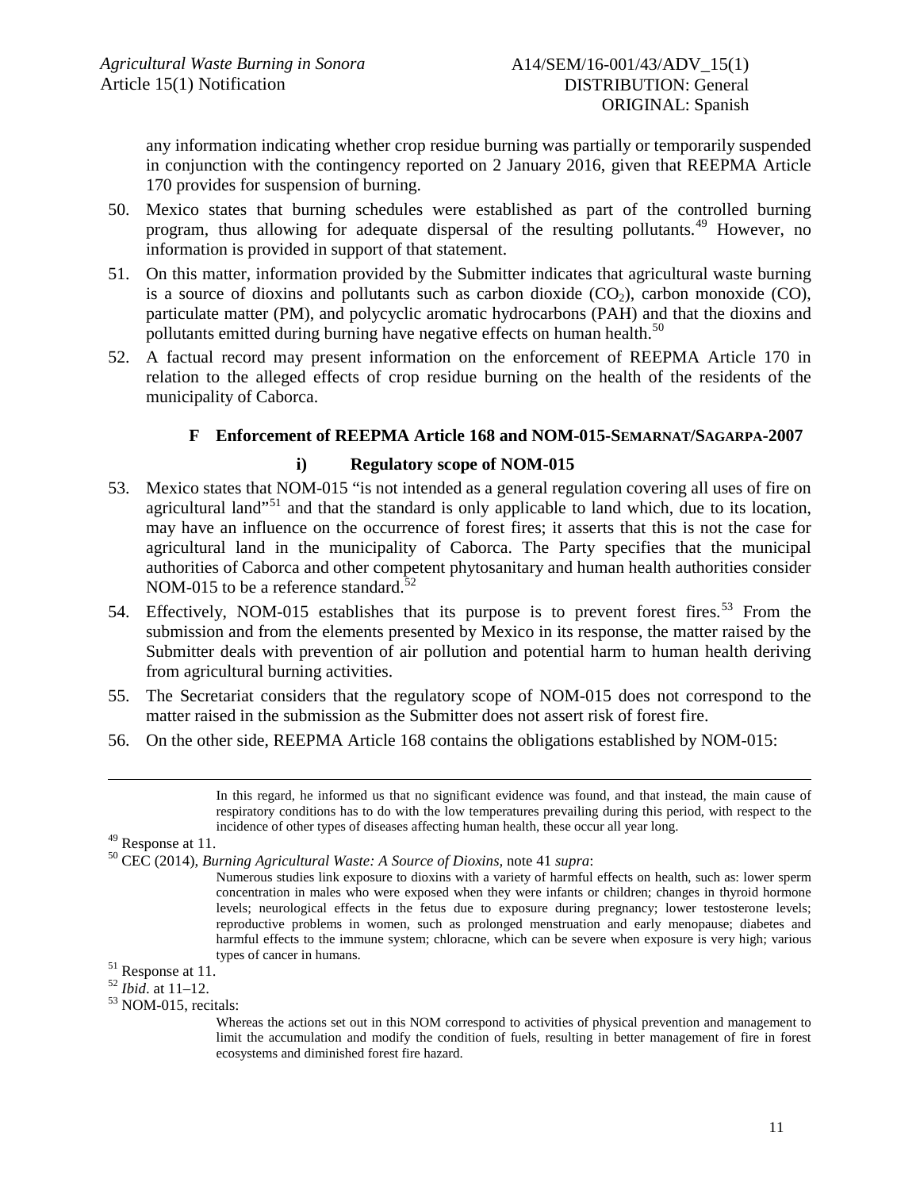any information indicating whether crop residue burning was partially or temporarily suspended in conjunction with the contingency reported on 2 January 2016, given that REEPMA Article 170 provides for suspension of burning.

50. Mexico states that burning schedules were established as part of the controlled burning program, thus allowing for adequate dispersal of the resulting pollutants.[49] However, no information is provided in support of that statement.

51. On this matter, information provided by the Submitter indicates that agricultural waste burning is a source of dioxins and pollutants such as carbon dioxide ($CO_2$), carbon monoxide (CO), particulate matter (PM), and polycyclic aromatic hydrocarbons (PAH) and that the dioxins and pollutants emitted during burning have negative effects on human health.[50]

52. A factual record may present information on the enforcement of REEPMA Article 170 in relation to the alleged effects of crop residue burning on the health of the residents of the municipality of Caborca.

### F Enforcement of REEPMA Article 168 and NOM-015-SEMARNAT/SAGARPA-2007

#### i) Regulatory scope of NOM-015

53. Mexico states that NOM-015 "is not intended as a general regulation covering all uses of fire on agricultural land"[51] and that the standard is only applicable to land which, due to its location, may have an influence on the occurrence of forest fires; it asserts that this is not the case for agricultural land in the municipality of Caborca. The Party specifies that the municipal authorities of Caborca and other competent phytosanitary and human health authorities consider NOM-015 to be a reference standard.[52]

54. Effectively, NOM-015 establishes that its purpose is to prevent forest fires.[53] From the submission and from the elements presented by Mexico in its response, the matter raised by the Submitter deals with prevention of air pollution and potential harm to human health deriving from agricultural burning activities.

55. The Secretariat considers that the regulatory scope of NOM-015 does not correspond to the matter raised in the submission as the Submitter does not assert risk of forest fire.

56. On the other side, REEPMA Article 168 contains the obligations established by NOM-015:

---

> In this regard, he informed us that no significant evidence was found, and that instead, the main cause of respiratory conditions has to do with the low temperatures prevailing during this period, with respect to the incidence of other types of diseases affecting human health, these occur all year long.

[49] Response at 11.

[50] CEC (2014), *Burning Agricultural Waste: A Source of Dioxins*, note 41 *supra*:

> Numerous studies link exposure to dioxins with a variety of harmful effects on health, such as: lower sperm concentration in males who were exposed when they were infants or children; changes in thyroid hormone levels; neurological effects in the fetus due to exposure during pregnancy; lower testosterone levels; reproductive problems in women, such as prolonged menstruation and early menopause; diabetes and harmful effects to the immune system; chloracne, which can be severe when exposure is very high; various types of cancer in humans.

[51] Response at 11.

[52] *Ibid*. at 11–12.

[53] NOM-015, recitals:

> Whereas the actions set out in this NOM correspond to activities of physical prevention and management to limit the accumulation and modify the condition of fuels, resulting in better management of fire in forest ecosystems and diminished forest fire hazard.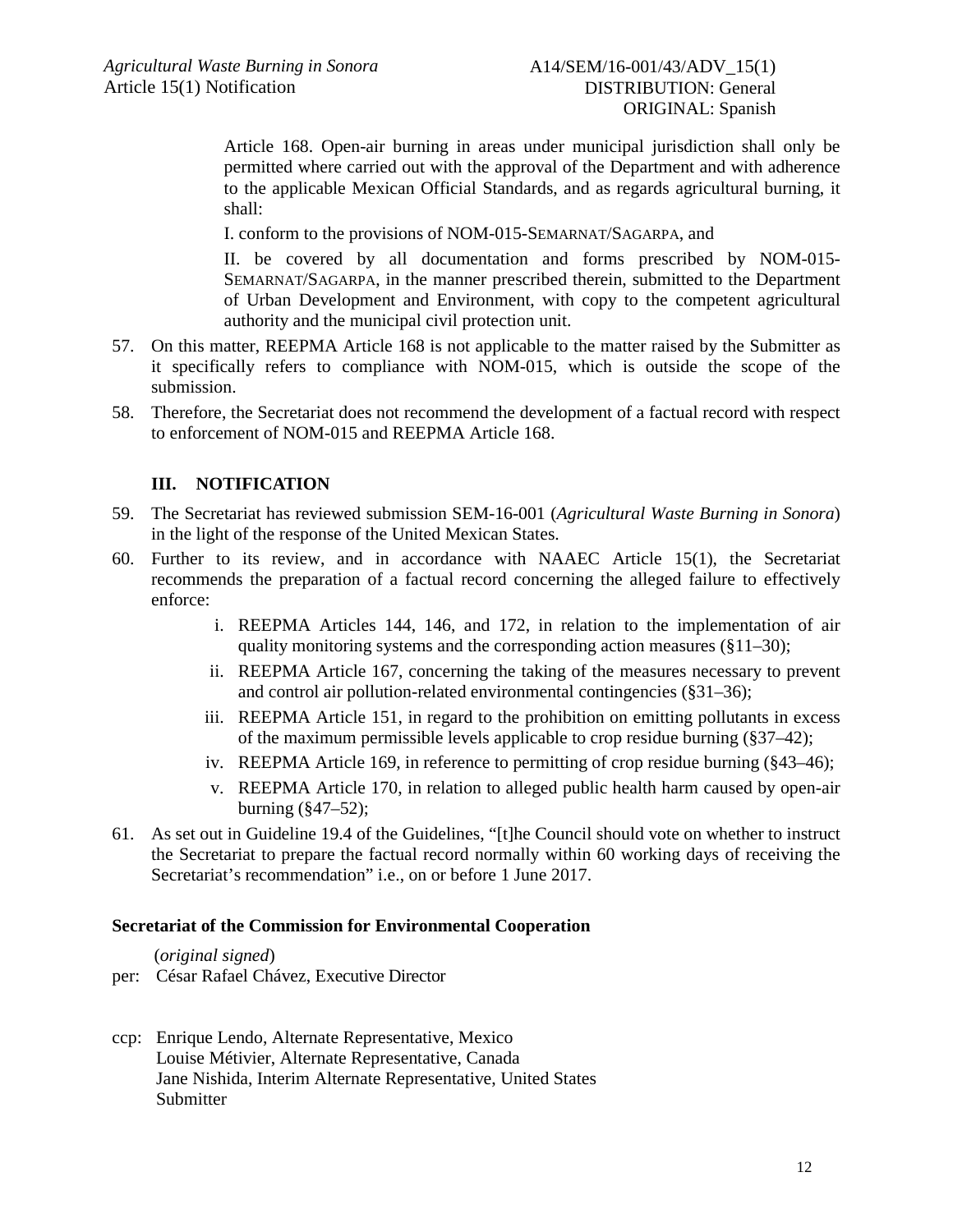> Article 168. Open-air burning in areas under municipal jurisdiction shall only be permitted where carried out with the approval of the Department and with adherence to the applicable Mexican Official Standards, and as regards agricultural burning, it shall:
>
> I. conform to the provisions of NOM-015-SEMARNAT/SAGARPA, and
>
> II. be covered by all documentation and forms prescribed by NOM-015-SEMARNAT/SAGARPA, in the manner prescribed therein, submitted to the Department of Urban Development and Environment, with copy to the competent agricultural authority and the municipal civil protection unit.

57. On this matter, REEPMA Article 168 is not applicable to the matter raised by the Submitter as it specifically refers to compliance with NOM-015, which is outside the scope of the submission.
58. Therefore, the Secretariat does not recommend the development of a factual record with respect to enforcement of NOM-015 and REEPMA Article 168.

## III. NOTIFICATION

59. The Secretariat has reviewed submission SEM-16-001 (*Agricultural Waste Burning in Sonora*) in the light of the response of the United Mexican States.
60. Further to its review, and in accordance with NAAEC Article 15(1), the Secretariat recommends the preparation of a factual record concerning the alleged failure to effectively enforce:
    - i. REEPMA Articles 144, 146, and 172, in relation to the implementation of air quality monitoring systems and the corresponding action measures (§11–30);
    - ii. REEPMA Article 167, concerning the taking of the measures necessary to prevent and control air pollution-related environmental contingencies (§31–36);
    - iii. REEPMA Article 151, in regard to the prohibition on emitting pollutants in excess of the maximum permissible levels applicable to crop residue burning (§37–42);
    - iv. REEPMA Article 169, in reference to permitting of crop residue burning (§43–46);
    - v. REEPMA Article 170, in relation to alleged public health harm caused by open-air burning (§47–52);
61. As set out in Guideline 19.4 of the Guidelines, "[t]he Council should vote on whether to instruct the Secretariat to prepare the factual record normally within 60 working days of receiving the Secretariat's recommendation" i.e., on or before 1 June 2017.

**Secretariat of the Commission for Environmental Cooperation**

(*original signed*)
per: César Rafael Chávez, Executive Director

ccp: Enrique Lendo, Alternate Representative, Mexico
Louise Métivier, Alternate Representative, Canada
Jane Nishida, Interim Alternate Representative, United States
Submitter